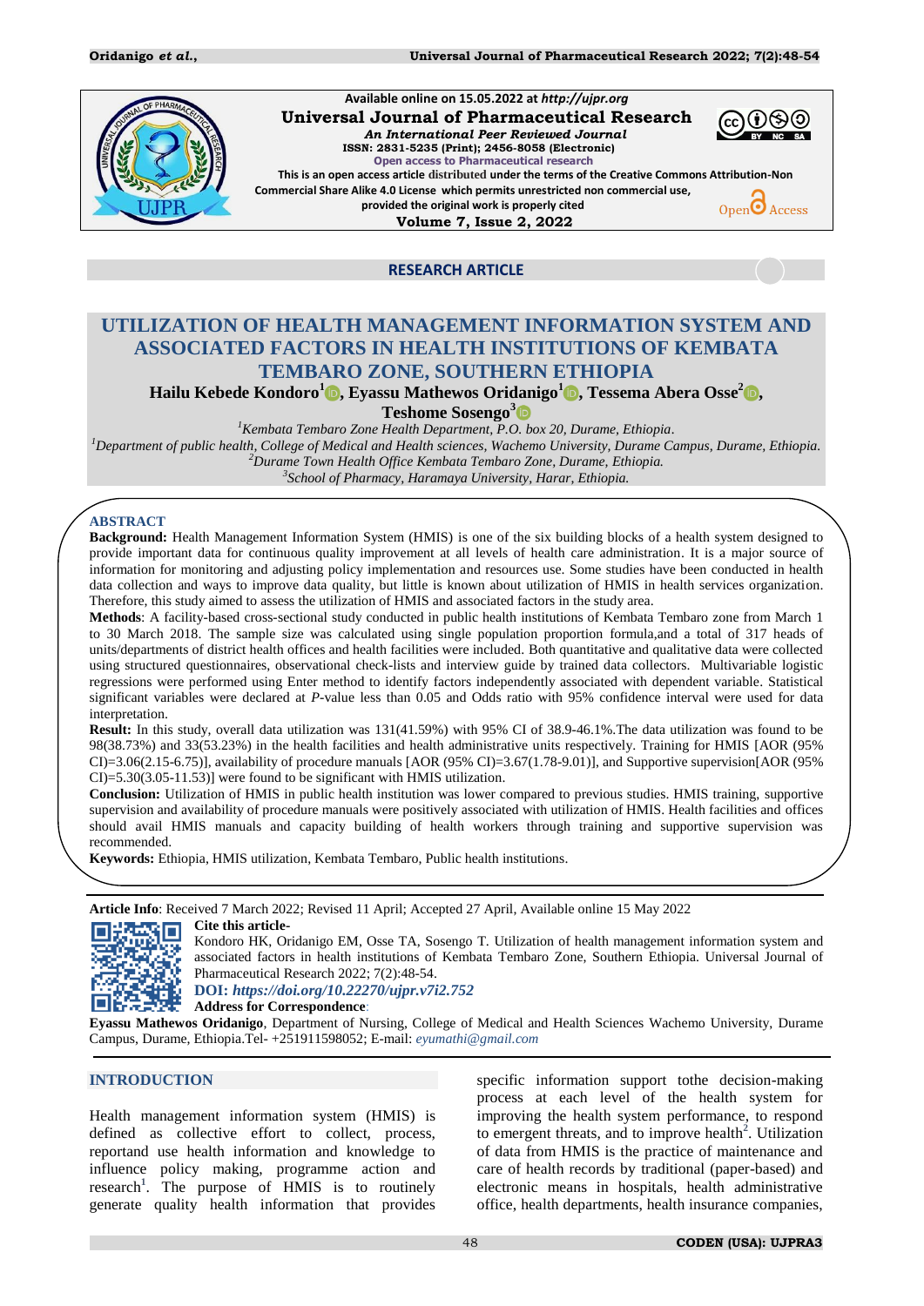Available online on 15.05.2022 at http://ujpr.org

**Universal Journal of Pharmaceutical Research**

*An International Peer Reviewed Journal*

**ISSN: 2831-5235 (Print); 2456-8058 (Electronic)**

Open access to Pharmaceutical research

This is an open access article distributed under the terms of the Creative Commons Attribution-Non Commercial Share Alike 4.0 License which permits unrestricted non commercial use, provided the original work is properly cited

**Volume 7, Issue 2, 2022**

**RESEARCH ARTICLE**

# UTILIZATION OF HEALTH MANAGEMENT INFORMATION SYSTEM AND ASSOCIATED FACTORS IN HEALTH INSTITUTIONS OF KEMBATA TEMBARO ZONE, SOUTHERN ETHIOPIA

**Hailu Kebede Kondoro[1], Eyassu Mathewos Oridanigo[1], Tessema Abera Osse[2], Teshome Sosengo[3]**

[1]*Kembata Tembaro Zone Health Department, P.O. box 20, Durame, Ethiopia.*

[1]*Department of public health, College of Medical and Health sciences, Wachemo University, Durame Campus, Durame, Ethiopia.*

[2]*Durame Town Health Office Kembata Tembaro Zone, Durame, Ethiopia.*

[3]*School of Pharmacy, Haramaya University, Harar, Ethiopia.*

## ABSTRACT

**Background:** Health Management Information System (HMIS) is one of the six building blocks of a health system designed to provide important data for continuous quality improvement at all levels of health care administration. It is a major source of information for monitoring and adjusting policy implementation and resources use. Some studies have been conducted in health data collection and ways to improve data quality, but little is known about utilization of HMIS in health services organization. Therefore, this study aimed to assess the utilization of HMIS and associated factors in the study area.

**Methods**: A facility-based cross-sectional study conducted in public health institutions of Kembata Tembaro zone from March 1 to 30 March 2018. The sample size was calculated using single population proportion formula,and a total of 317 heads of units/departments of district health offices and health facilities were included. Both quantitative and qualitative data were collected using structured questionnaires, observational check-lists and interview guide by trained data collectors. Multivariable logistic regressions were performed using Enter method to identify factors independently associated with dependent variable. Statistical significant variables were declared at *P*-value less than 0.05 and Odds ratio with 95% confidence interval were used for data interpretation.

**Result:** In this study, overall data utilization was 131(41.59%) with 95% CI of 38.9-46.1%.The data utilization was found to be 98(38.73%) and 33(53.23%) in the health facilities and health administrative units respectively. Training for HMIS [AOR (95% CI)=3.06(2.15-6.75)], availability of procedure manuals [AOR (95% CI)=3.67(1.78-9.01)], and Supportive supervision[AOR (95% CI)=5.30(3.05-11.53)] were found to be significant with HMIS utilization.

**Conclusion:** Utilization of HMIS in public health institution was lower compared to previous studies. HMIS training, supportive supervision and availability of procedure manuals were positively associated with utilization of HMIS. Health facilities and offices should avail HMIS manuals and capacity building of health workers through training and supportive supervision was recommended.

**Keywords:** Ethiopia, HMIS utilization, Kembata Tembaro, Public health institutions.

**Article Info**: Received 7 March 2022; Revised 11 April; Accepted 27 April, Available online 15 May 2022

**Cite this article-**

Kondoro HK, Oridanigo EM, Osse TA, Sosengo T. Utilization of health management information system and associated factors in health institutions of Kembata Tembaro Zone, Southern Ethiopia. Universal Journal of Pharmaceutical Research 2022; 7(2):48-54.

**DOI:** ***https://doi.org/10.22270/ujpr.v7i2.752***

**Address for Correspondence**:

**Eyassu Mathewos Oridanigo**, Department of Nursing, College of Medical and Health Sciences Wachemo University, Durame Campus, Durame, Ethiopia.Tel- +251911598052; E-mail: *eyumathi@gmail.com*

## INTRODUCTION

Health management information system (HMIS) is defined as collective effort to collect, process, reportand use health information and knowledge to influence policy making, programme action and research[1]. The purpose of HMIS is to routinely generate quality health information that provides specific information support tothe decision-making process at each level of the health system for improving the health system performance, to respond to emergent threats, and to improve health[2]. Utilization of data from HMIS is the practice of maintenance and care of health records by traditional (paper-based) and electronic means in hospitals, health administrative office, health departments, health insurance companies,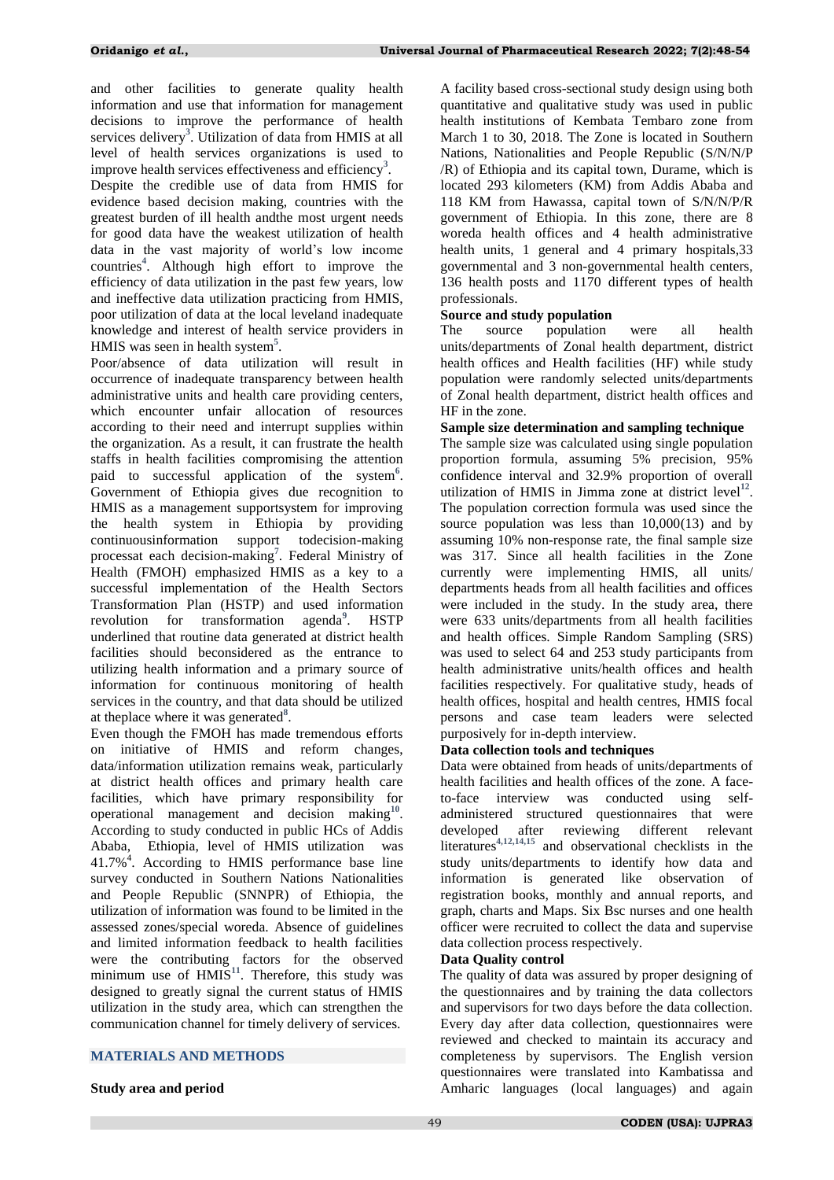and other facilities to generate quality health information and use that information for management decisions to improve the performance of health services delivery[3]. Utilization of data from HMIS at all level of health services organizations is used to improve health services effectiveness and efficiency[3].

Despite the credible use of data from HMIS for evidence based decision making, countries with the greatest burden of ill health andthe most urgent needs for good data have the weakest utilization of health data in the vast majority of world's low income countries[4]. Although high effort to improve the efficiency of data utilization in the past few years, low and ineffective data utilization practicing from HMIS, poor utilization of data at the local leveland inadequate knowledge and interest of health service providers in HMIS was seen in health system[5].

Poor/absence of data utilization will result in occurrence of inadequate transparency between health administrative units and health care providing centers, which encounter unfair allocation of resources according to their need and interrupt supplies within the organization. As a result, it can frustrate the health staffs in health facilities compromising the attention paid to successful application of the system[6]. Government of Ethiopia gives due recognition to HMIS as a management supportsystem for improving the health system in Ethiopia by providing continuousinformation support todecision-making processat each decision-making[7]. Federal Ministry of Health (FMOH) emphasized HMIS as a key to a successful implementation of the Health Sectors Transformation Plan (HSTP) and used information revolution for transformation agenda[9]. HSTP underlined that routine data generated at district health facilities should beconsidered as the entrance to utilizing health information and a primary source of information for continuous monitoring of health services in the country, and that data should be utilized at theplace where it was generated[8].

Even though the FMOH has made tremendous efforts on initiative of HMIS and reform changes, data/information utilization remains weak, particularly at district health offices and primary health care facilities, which have primary responsibility for operational management and decision making[10]. According to study conducted in public HCs of Addis Ababa, Ethiopia, level of HMIS utilization was 41.7%[4]. According to HMIS performance base line survey conducted in Southern Nations Nationalities and People Republic (SNNPR) of Ethiopia, the utilization of information was found to be limited in the assessed zones/special woreda. Absence of guidelines and limited information feedback to health facilities were the contributing factors for the observed minimum use of HMIS[11]. Therefore, this study was designed to greatly signal the current status of HMIS utilization in the study area, which can strengthen the communication channel for timely delivery of services.

## MATERIALS AND METHODS

### Study area and period

A facility based cross-sectional study design using both quantitative and qualitative study was used in public health institutions of Kembata Tembaro zone from March 1 to 30, 2018. The Zone is located in Southern Nations, Nationalities and People Republic (S/N/N/P /R) of Ethiopia and its capital town, Durame, which is located 293 kilometers (KM) from Addis Ababa and 118 KM from Hawassa, capital town of S/N/N/P/R government of Ethiopia. In this zone, there are 8 woreda health offices and 4 health administrative health units, 1 general and 4 primary hospitals,33 governmental and 3 non-governmental health centers, 136 health posts and 1170 different types of health professionals.

### Source and study population

The source population were all health units/departments of Zonal health department, district health offices and Health facilities (HF) while study population were randomly selected units/departments of Zonal health department, district health offices and HF in the zone.

### Sample size determination and sampling technique

The sample size was calculated using single population proportion formula, assuming 5% precision, 95% confidence interval and 32.9% proportion of overall utilization of HMIS in Jimma zone at district level[12]. The population correction formula was used since the source population was less than 10,000(13) and by assuming 10% non-response rate, the final sample size was 317. Since all health facilities in the Zone currently were implementing HMIS, all units/ departments heads from all health facilities and offices were included in the study. In the study area, there were 633 units/departments from all health facilities and health offices. Simple Random Sampling (SRS) was used to select 64 and 253 study participants from health administrative units/health offices and health facilities respectively. For qualitative study, heads of health offices, hospital and health centres, HMIS focal persons and case team leaders were selected purposively for in-depth interview.

### Data collection tools and techniques

Data were obtained from heads of units/departments of health facilities and health offices of the zone. A face-to-face interview was conducted using self-administered structured questionnaires that were developed after reviewing different relevant literatures[4,12,14,15] and observational checklists in the study units/departments to identify how data and information is generated like observation of registration books, monthly and annual reports, and graph, charts and Maps. Six Bsc nurses and one health officer were recruited to collect the data and supervise data collection process respectively.

### Data Quality control

The quality of data was assured by proper designing of the questionnaires and by training the data collectors and supervisors for two days before the data collection. Every day after data collection, questionnaires were reviewed and checked to maintain its accuracy and completeness by supervisors. The English version questionnaires were translated into Kambatissa and Amharic languages (local languages) and again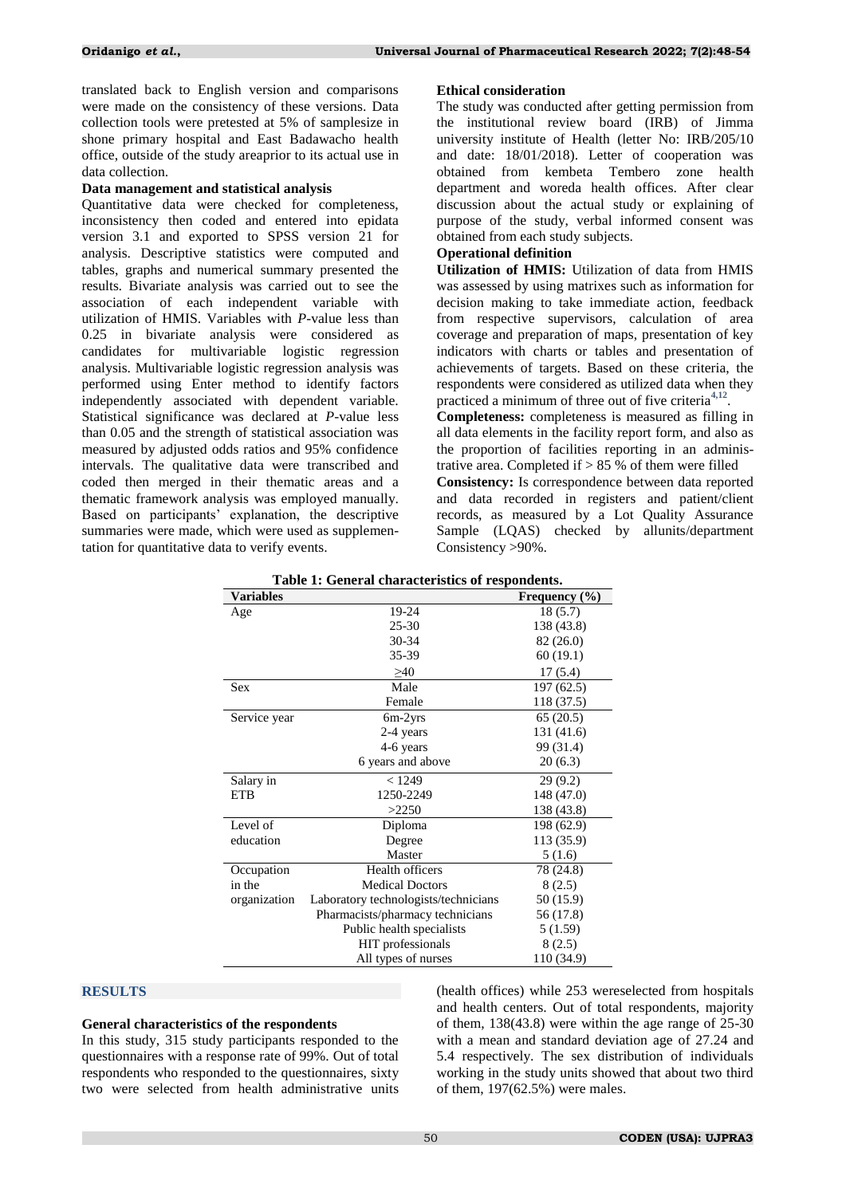translated back to English version and comparisons were made on the consistency of these versions. Data collection tools were pretested at 5% of samplesize in shone primary hospital and East Badawacho health office, outside of the study areaprior to its actual use in data collection.

**Data management and statistical analysis**

Quantitative data were checked for completeness, inconsistency then coded and entered into epidata version 3.1 and exported to SPSS version 21 for analysis. Descriptive statistics were computed and tables, graphs and numerical summary presented the results. Bivariate analysis was carried out to see the association of each independent variable with utilization of HMIS. Variables with *P*-value less than 0.25 in bivariate analysis were considered as candidates for multivariable logistic regression analysis. Multivariable logistic regression analysis was performed using Enter method to identify factors independently associated with dependent variable. Statistical significance was declared at *P*-value less than 0.05 and the strength of statistical association was measured by adjusted odds ratios and 95% confidence intervals. The qualitative data were transcribed and coded then merged in their thematic areas and a thematic framework analysis was employed manually. Based on participants' explanation, the descriptive summaries were made, which were used as supplementation for quantitative data to verify events.

**Ethical consideration**

The study was conducted after getting permission from the institutional review board (IRB) of Jimma university institute of Health (letter No: IRB/205/10 and date: 18/01/2018). Letter of cooperation was obtained from kembeta Tembero zone health department and woreda health offices. After clear discussion about the actual study or explaining of purpose of the study, verbal informed consent was obtained from each study subjects.

**Operational definition**

**Utilization of HMIS:** Utilization of data from HMIS was assessed by using matrixes such as information for decision making to take immediate action, feedback from respective supervisors, calculation of area coverage and preparation of maps, presentation of key indicators with charts or tables and presentation of achievements of targets. Based on these criteria, the respondents were considered as utilized data when they practiced a minimum of three out of five criteria[4,12].

**Completeness:** completeness is measured as filling in all data elements in the facility report form, and also as the proportion of facilities reporting in an administrative area. Completed if > 85 % of them were filled

**Consistency:** Is correspondence between data reported and data recorded in registers and patient/client records, as measured by a Lot Quality Assurance Sample (LQAS) checked by allunits/department Consistency >90%.

**Table 1: General characteristics of respondents.**

| Variables | | Frequency (%) |
|---|---|---|
| Age | 19-24 | 18 (5.7) |
| | 25-30 | 138 (43.8) |
| | 30-34 | 82 (26.0) |
| | 35-39 | 60 (19.1) |
| | ≥40 | 17 (5.4) |
| Sex | Male | 197 (62.5) |
| | Female | 118 (37.5) |
| Service year | 6m-2yrs | 65 (20.5) |
| | 2-4 years | 131 (41.6) |
| | 4-6 years | 99 (31.4) |
| | 6 years and above | 20 (6.3) |
| Salary in ETB | < 1249 | 29 (9.2) |
| | 1250-2249 | 148 (47.0) |
| | >2250 | 138 (43.8) |
| Level of education | Diploma | 198 (62.9) |
| | Degree | 113 (35.9) |
| | Master | 5 (1.6) |
| Occupation in the organization | Health officers | 78 (24.8) |
| | Medical Doctors | 8 (2.5) |
| | Laboratory technologists/technicians | 50 (15.9) |
| | Pharmacists/pharmacy technicians | 56 (17.8) |
| | Public health specialists | 5 (1.59) |
| | HIT professionals | 8 (2.5) |
| | All types of nurses | 110 (34.9) |

## RESULTS

**General characteristics of the respondents**

In this study, 315 study participants responded to the questionnaires with a response rate of 99%. Out of total respondents who responded to the questionnaires, sixty two were selected from health administrative units (health offices) while 253 wereselected from hospitals and health centers. Out of total respondents, majority of them, 138(43.8) were within the age range of 25-30 with a mean and standard deviation age of 27.24 and 5.4 respectively. The sex distribution of individuals working in the study units showed that about two third of them, 197(62.5%) were males.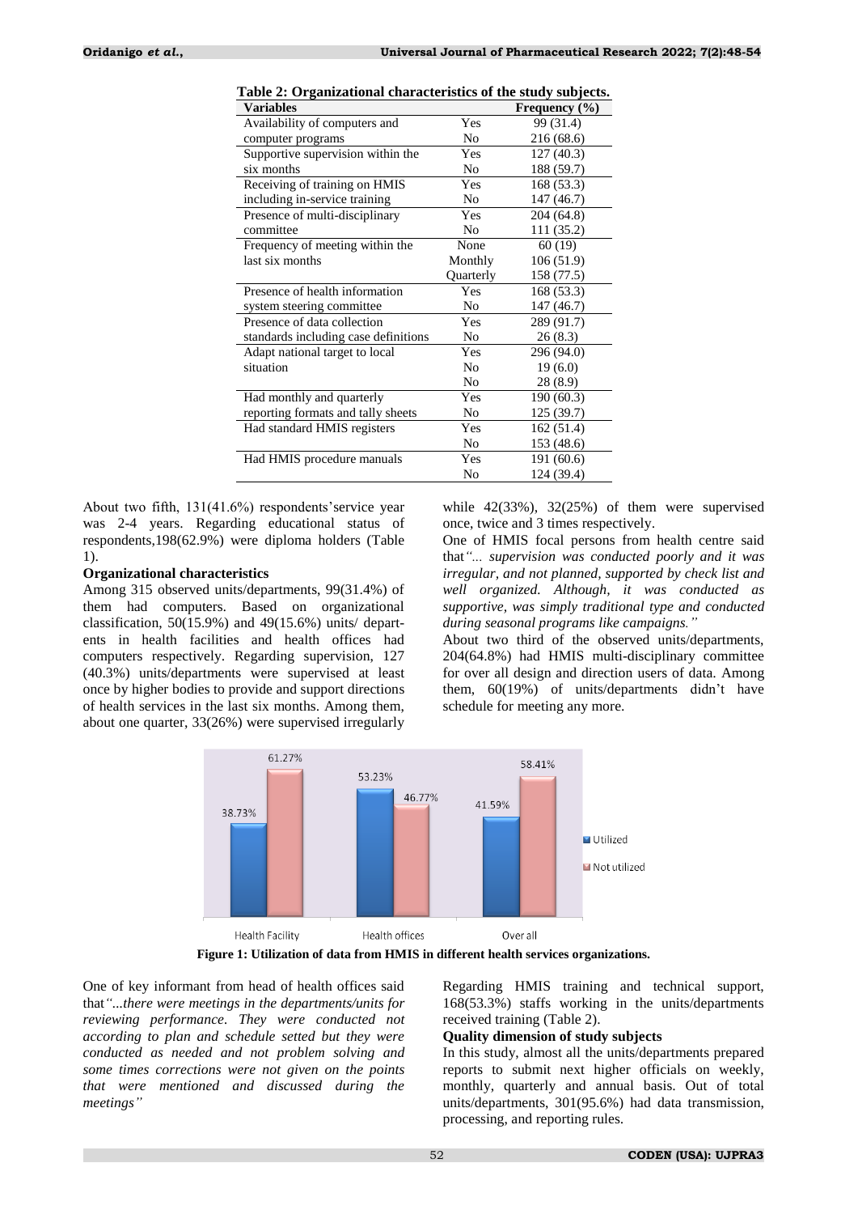**Table 2: Organizational characteristics of the study subjects.**

| Variables | | Frequency (%) |
|---|---|---|
| Availability of computers and computer programs | Yes | 99 (31.4) |
| | No | 216 (68.6) |
| Supportive supervision within the six months | Yes | 127 (40.3) |
| | No | 188 (59.7) |
| Receiving of training on HMIS including in-service training | Yes | 168 (53.3) |
| | No | 147 (46.7) |
| Presence of multi-disciplinary committee | Yes | 204 (64.8) |
| | No | 111 (35.2) |
| Frequency of meeting within the last six months | None | 60 (19) |
| | Monthly | 106 (51.9) |
| | Quarterly | 158 (77.5) |
| Presence of health information system steering committee | Yes | 168 (53.3) |
| | No | 147 (46.7) |
| Presence of data collection standards including case definitions | Yes | 289 (91.7) |
| | No | 26 (8.3) |
| Adapt national target to local situation | Yes | 296 (94.0) |
| | No | 19 (6.0) |
| | No | 28 (8.9) |
| Had monthly and quarterly reporting formats and tally sheets | Yes | 190 (60.3) |
| | No | 125 (39.7) |
| Had standard HMIS registers | Yes | 162 (51.4) |
| | No | 153 (48.6) |
| Had HMIS procedure manuals | Yes | 191 (60.6) |
| | No | 124 (39.4) |

About two fifth, 131(41.6%) respondents'service year was 2-4 years. Regarding educational status of respondents,198(62.9%) were diploma holders (Table 1).

**Organizational characteristics**

Among 315 observed units/departments, 99(31.4%) of them had computers. Based on organizational classification, 50(15.9%) and 49(15.6%) units/ departents in health facilities and health offices had computers respectively. Regarding supervision, 127 (40.3%) units/departments were supervised at least once by higher bodies to provide and support directions of health services in the last six months. Among them, about one quarter, 33(26%) were supervised irregularly while 42(33%), 32(25%) of them were supervised once, twice and 3 times respectively.

One of HMIS focal persons from health centre said that*"... supervision was conducted poorly and it was irregular, and not planned, supported by check list and well organized. Although, it was conducted as supportive, was simply traditional type and conducted during seasonal programs like campaigns."*

About two third of the observed units/departments, 204(64.8%) had HMIS multi-disciplinary committee for over all design and direction users of data. Among them, 60(19%) of units/departments didn't have schedule for meeting any more.

**Figure 1: Utilization of data from HMIS in different health services organizations.**

One of key informant from head of health offices said that*"...there were meetings in the departments/units for reviewing performance. They were conducted not according to plan and schedule setted but they were conducted as needed and not problem solving and some times corrections were not given on the points that were mentioned and discussed during the meetings"*

Regarding HMIS training and technical support, 168(53.3%) staffs working in the units/departments received training (Table 2).

**Quality dimension of study subjects**

In this study, almost all the units/departments prepared reports to submit next higher officials on weekly, monthly, quarterly and annual basis. Out of total units/departments, 301(95.6%) had data transmission, processing, and reporting rules.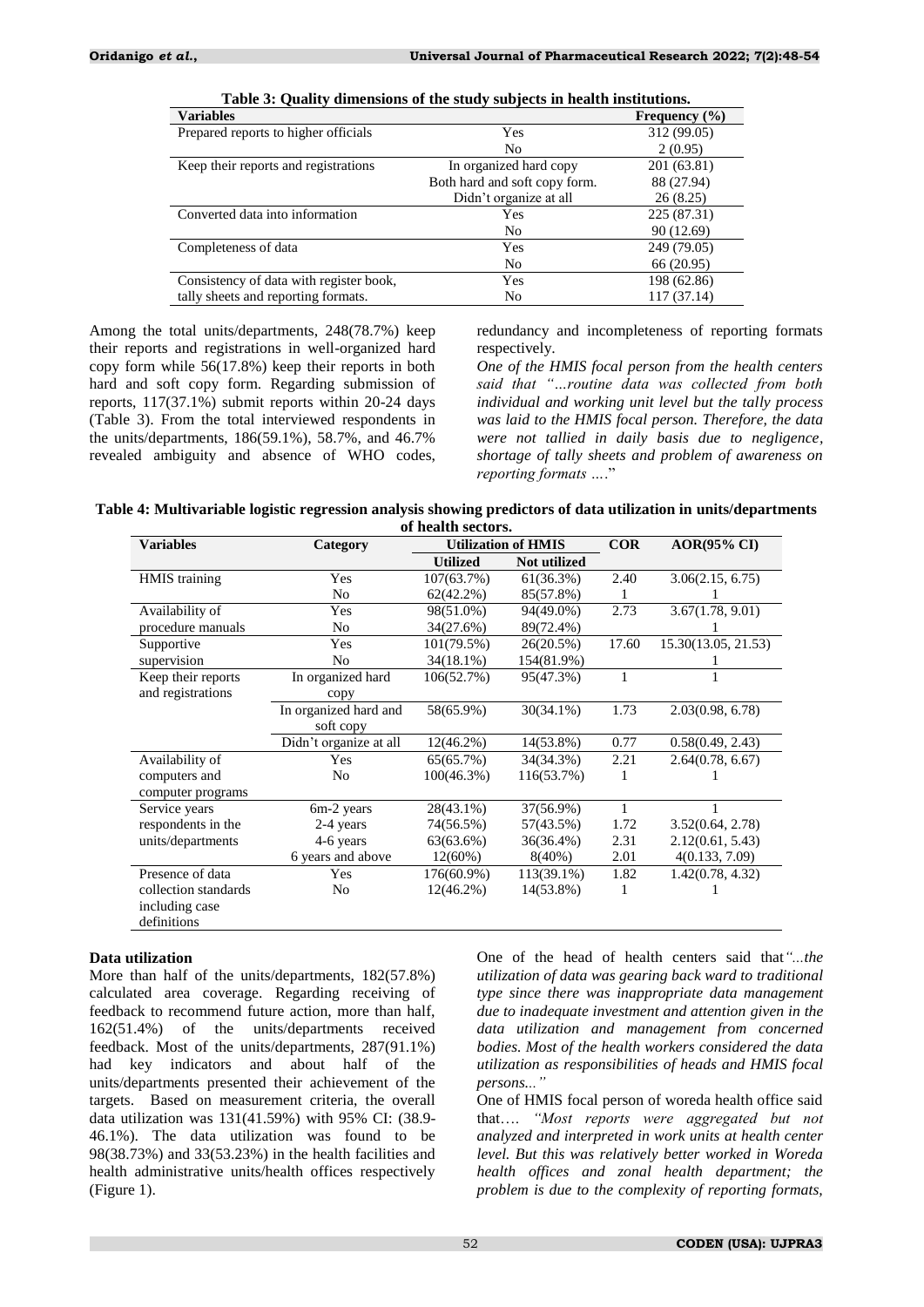**Table 3: Quality dimensions of the study subjects in health institutions.**

| Variables | | Frequency (%) |
|---|---|---|
| Prepared reports to higher officials | Yes | 312 (99.05) |
| | No | 2 (0.95) |
| Keep their reports and registrations | In organized hard copy | 201 (63.81) |
| | Both hard and soft copy form. | 88 (27.94) |
| | Didn't organize at all | 26 (8.25) |
| Converted data into information | Yes | 225 (87.31) |
| | No | 90 (12.69) |
| Completeness of data | Yes | 249 (79.05) |
| | No | 66 (20.95) |
| Consistency of data with register book, tally sheets and reporting formats. | Yes | 198 (62.86) |
| | No | 117 (37.14) |

Among the total units/departments, 248(78.7%) keep their reports and registrations in well-organized hard copy form while 56(17.8%) keep their reports in both hard and soft copy form. Regarding submission of reports, 117(37.1%) submit reports within 20-24 days (Table 3). From the total interviewed respondents in the units/departments, 186(59.1%), 58.7%, and 46.7% revealed ambiguity and absence of WHO codes, redundancy and incompleteness of reporting formats respectively.

*One of the HMIS focal person from the health centers said that "...routine data was collected from both individual and working unit level but the tally process was laid to the HMIS focal person. Therefore, the data were not tallied in daily basis due to negligence, shortage of tally sheets and problem of awareness on reporting formats ....*"

**Table 4: Multivariable logistic regression analysis showing predictors of data utilization in units/departments of health sectors.**

| Variables | Category | Utilization of HMIS | | COR | AOR(95% CI) |
|---|---|---|---|---|---|
| | | Utilized | Not utilized | | |
| HMIS training | Yes | 107(63.7%) | 61(36.3%) | 2.40 | 3.06(2.15, 6.75) |
| | No | 62(42.2%) | 85(57.8%) | 1 | 1 |
| Availability of procedure manuals | Yes | 98(51.0%) | 94(49.0%) | 2.73 | 3.67(1.78, 9.01) |
| | No | 34(27.6%) | 89(72.4%) | | 1 |
| Supportive supervision | Yes | 101(79.5%) | 26(20.5%) | 17.60 | 15.30(13.05, 21.53) |
| | No | 34(18.1%) | 154(81.9%) | | 1 |
| Keep their reports and registrations | In organized hard copy | 106(52.7%) | 95(47.3%) | 1 | 1 |
| | In organized hard and soft copy | 58(65.9%) | 30(34.1%) | 1.73 | 2.03(0.98, 6.78) |
| | Didn't organize at all | 12(46.2%) | 14(53.8%) | 0.77 | 0.58(0.49, 2.43) |
| Availability of computers and computer programs | Yes | 65(65.7%) | 34(34.3%) | 2.21 | 2.64(0.78, 6.67) |
| | No | 100(46.3%) | 116(53.7%) | 1 | 1 |
| Service years respondents in the units/departments | 6m-2 years | 28(43.1%) | 37(56.9%) | 1 | 1 |
| | 2-4 years | 74(56.5%) | 57(43.5%) | 1.72 | 3.52(0.64, 2.78) |
| | 4-6 years | 63(63.6%) | 36(36.4%) | 2.31 | 2.12(0.61, 5.43) |
| | 6 years and above | 12(60%) | 8(40%) | 2.01 | 4(0.133, 7.09) |
| Presence of data collection standards including case definitions | Yes | 176(60.9%) | 113(39.1%) | 1.82 | 1.42(0.78, 4.32) |
| | No | 12(46.2%) | 14(53.8%) | 1 | 1 |

**Data utilization**

More than half of the units/departments, 182(57.8%) calculated area coverage. Regarding receiving of feedback to recommend future action, more than half, 162(51.4%) of the units/departments received feedback. Most of the units/departments, 287(91.1%) had key indicators and about half of the units/departments presented their achievement of the targets. Based on measurement criteria, the overall data utilization was 131(41.59%) with 95% CI: (38.9-46.1%). The data utilization was found to be 98(38.73%) and 33(53.23%) in the health facilities and health administrative units/health offices respectively (Figure 1).

One of the head of health centers said that*"...the utilization of data was gearing back ward to traditional type since there was inappropriate data management due to inadequate investment and attention given in the data utilization and management from concerned bodies. Most of the health workers considered the data utilization as responsibilities of heads and HMIS focal persons..."*

One of HMIS focal person of woreda health office said that…. *"Most reports were aggregated but not analyzed and interpreted in work units at health center level. But this was relatively better worked in Woreda health offices and zonal health department; the problem is due to the complexity of reporting formats,*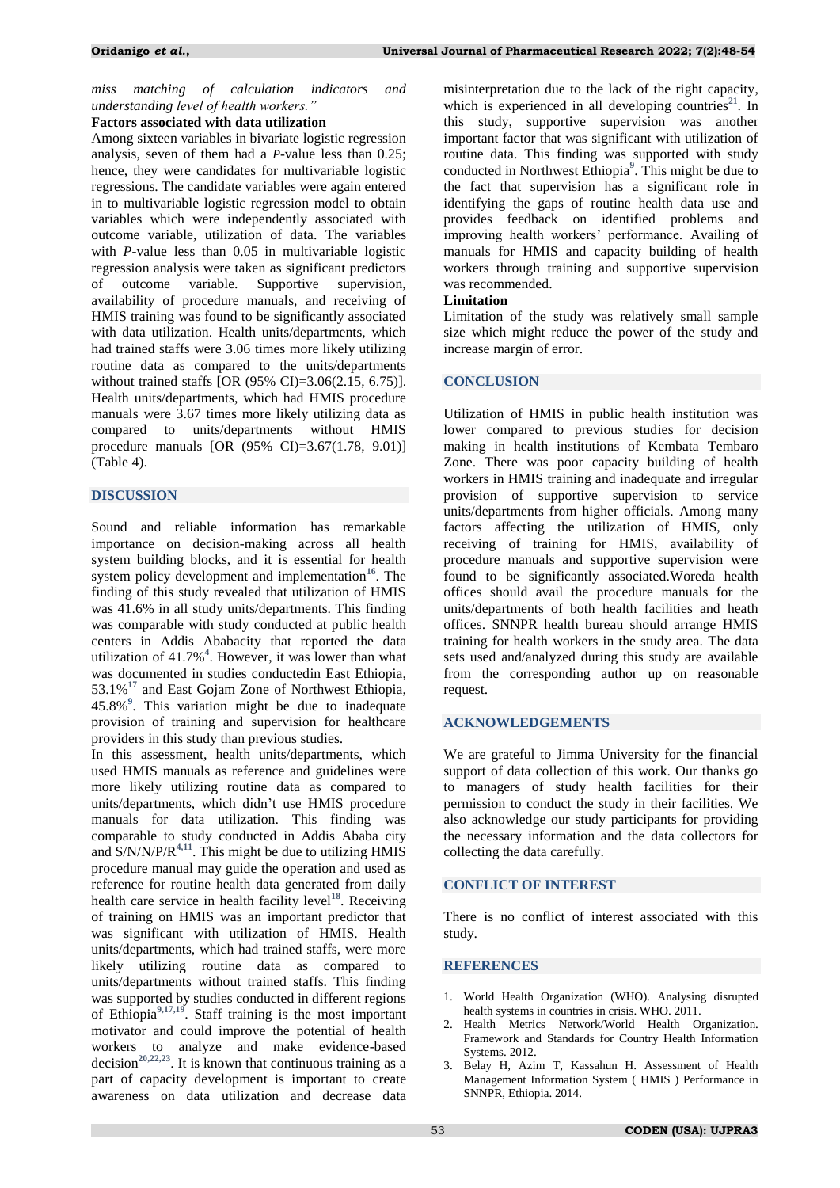*miss matching of calculation indicators and understanding level of health workers."*

**Factors associated with data utilization**

Among sixteen variables in bivariate logistic regression analysis, seven of them had a *P*-value less than 0.25; hence, they were candidates for multivariable logistic regressions. The candidate variables were again entered in to multivariable logistic regression model to obtain variables which were independently associated with outcome variable, utilization of data. The variables with *P*-value less than 0.05 in multivariable logistic regression analysis were taken as significant predictors of outcome variable. Supportive supervision, availability of procedure manuals, and receiving of HMIS training was found to be significantly associated with data utilization. Health units/departments, which had trained staffs were 3.06 times more likely utilizing routine data as compared to the units/departments without trained staffs [OR (95% CI)=3.06(2.15, 6.75)]. Health units/departments, which had HMIS procedure manuals were 3.67 times more likely utilizing data as compared to units/departments without HMIS procedure manuals [OR (95% CI)=3.67(1.78, 9.01)] (Table 4).

## DISCUSSION

Sound and reliable information has remarkable importance on decision-making across all health system building blocks, and it is essential for health system policy development and implementation[16]. The finding of this study revealed that utilization of HMIS was 41.6% in all study units/departments. This finding was comparable with study conducted at public health centers in Addis Ababacity that reported the data utilization of 41.7%[4]. However, it was lower than what was documented in studies conductedin East Ethiopia, 53.1%[17] and East Gojam Zone of Northwest Ethiopia, 45.8%[9]. This variation might be due to inadequate provision of training and supervision for healthcare providers in this study than previous studies.

In this assessment, health units/departments, which used HMIS manuals as reference and guidelines were more likely utilizing routine data as compared to units/departments, which didn't use HMIS procedure manuals for data utilization. This finding was comparable to study conducted in Addis Ababa city and S/N/N/P/R[4,11]. This might be due to utilizing HMIS procedure manual may guide the operation and used as reference for routine health data generated from daily health care service in health facility level[18]. Receiving of training on HMIS was an important predictor that was significant with utilization of HMIS. Health units/departments, which had trained staffs, were more likely utilizing routine data as compared to units/departments without trained staffs. This finding was supported by studies conducted in different regions of Ethiopia[9,17,19]. Staff training is the most important motivator and could improve the potential of health workers to analyze and make evidence-based decision[20,22,23]. It is known that continuous training as a part of capacity development is important to create awareness on data utilization and decrease data misinterpretation due to the lack of the right capacity, which is experienced in all developing countries[21]. In this study, supportive supervision was another important factor that was significant with utilization of routine data. This finding was supported with study conducted in Northwest Ethiopia[9]. This might be due to the fact that supervision has a significant role in identifying the gaps of routine health data use and provides feedback on identified problems and improving health workers' performance. Availing of manuals for HMIS and capacity building of health workers through training and supportive supervision was recommended.

**Limitation**

Limitation of the study was relatively small sample size which might reduce the power of the study and increase margin of error.

## CONCLUSION

Utilization of HMIS in public health institution was lower compared to previous studies for decision making in health institutions of Kembata Tembaro Zone. There was poor capacity building of health workers in HMIS training and inadequate and irregular provision of supportive supervision to service units/departments from higher officials. Among many factors affecting the utilization of HMIS, only receiving of training for HMIS, availability of procedure manuals and supportive supervision were found to be significantly associated.Woreda health offices should avail the procedure manuals for the units/departments of both health facilities and heath offices. SNNPR health bureau should arrange HMIS training for health workers in the study area. The data sets used and/analyzed during this study are available from the corresponding author up on reasonable request.

## ACKNOWLEDGEMENTS

We are grateful to Jimma University for the financial support of data collection of this work. Our thanks go to managers of study health facilities for their permission to conduct the study in their facilities. We also acknowledge our study participants for providing the necessary information and the data collectors for collecting the data carefully.

## CONFLICT OF INTEREST

There is no conflict of interest associated with this study.

## REFERENCES

1. World Health Organization (WHO). Analysing disrupted health systems in countries in crisis. WHO. 2011.
2. Health Metrics Network/World Health Organization. Framework and Standards for Country Health Information Systems. 2012.
3. Belay H, Azim T, Kassahun H. Assessment of Health Management Information System ( HMIS ) Performance in SNNPR, Ethiopia. 2014.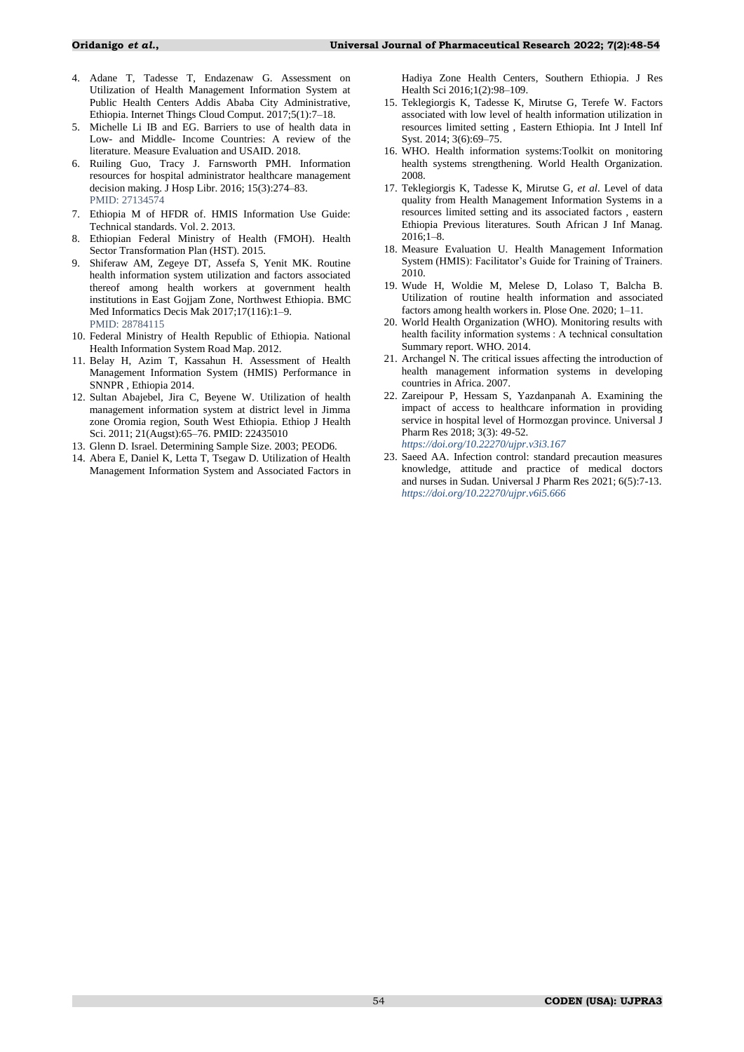4. Adane T, Tadesse T, Endazenaw G. Assessment on Utilization of Health Management Information System at Public Health Centers Addis Ababa City Administrative, Ethiopia. Internet Things Cloud Comput. 2017;5(1):7–18.
5. Michelle Li IB and EG. Barriers to use of health data in Low- and Middle- Income Countries: A review of the literature. Measure Evaluation and USAID. 2018.
6. Ruiling Guo, Tracy J. Farnsworth PMH. Information resources for hospital administrator healthcare management decision making. J Hosp Libr. 2016; 15(3):274–83. PMID: 27134574
7. Ethiopia M of HFDR of. HMIS Information Use Guide: Technical standards. Vol. 2. 2013.
8. Ethiopian Federal Ministry of Health (FMOH). Health Sector Transformation Plan (HST). 2015.
9. Shiferaw AM, Zegeye DT, Assefa S, Yenit MK. Routine health information system utilization and factors associated thereof among health workers at government health institutions in East Gojjam Zone, Northwest Ethiopia. BMC Med Informatics Decis Mak 2017;17(116):1–9. PMID: 28784115
10. Federal Ministry of Health Republic of Ethiopia. National Health Information System Road Map. 2012.
11. Belay H, Azim T, Kassahun H. Assessment of Health Management Information System (HMIS) Performance in SNNPR , Ethiopia 2014.
12. Sultan Abajebel, Jira C, Beyene W. Utilization of health management information system at district level in Jimma zone Oromia region, South West Ethiopia. Ethiop J Health Sci. 2011; 21(Augst):65–76. PMID: 22435010
13. Glenn D. Israel. Determining Sample Size. 2003; PEOD6.
14. Abera E, Daniel K, Letta T, Tsegaw D. Utilization of Health Management Information System and Associated Factors in Hadiya Zone Health Centers, Southern Ethiopia. J Res Health Sci 2016;1(2):98–109.
15. Teklegiorgis K, Tadesse K, Mirutse G, Terefe W. Factors associated with low level of health information utilization in resources limited setting , Eastern Ethiopia. Int J Intell Inf Syst. 2014; 3(6):69–75.
16. WHO. Health information systems:Toolkit on monitoring health systems strengthening. World Health Organization. 2008.
17. Teklegiorgis K, Tadesse K, Mirutse G, *et al*. Level of data quality from Health Management Information Systems in a resources limited setting and its associated factors , eastern Ethiopia Previous literatures. South African J Inf Manag. 2016;1–8.
18. Measure Evaluation U. Health Management Information System (HMIS): Facilitator's Guide for Training of Trainers. 2010.
19. Wude H, Woldie M, Melese D, Lolaso T, Balcha B. Utilization of routine health information and associated factors among health workers in. Plose One. 2020; 1–11.
20. World Health Organization (WHO). Monitoring results with health facility information systems : A technical consultation Summary report. WHO. 2014.
21. Archangel N. The critical issues affecting the introduction of health management information systems in developing countries in Africa. 2007.
22. Zareipour P, Hessam S, Yazdanpanah A. Examining the impact of access to healthcare information in providing service in hospital level of Hormozgan province. Universal J Pharm Res 2018; 3(3): 49-52. *https://doi.org/10.22270/ujpr.v3i3.167*
23. Saeed AA. Infection control: standard precaution measures knowledge, attitude and practice of medical doctors and nurses in Sudan. Universal J Pharm Res 2021; 6(5):7-13. *https://doi.org/10.22270/ujpr.v6i5.666*